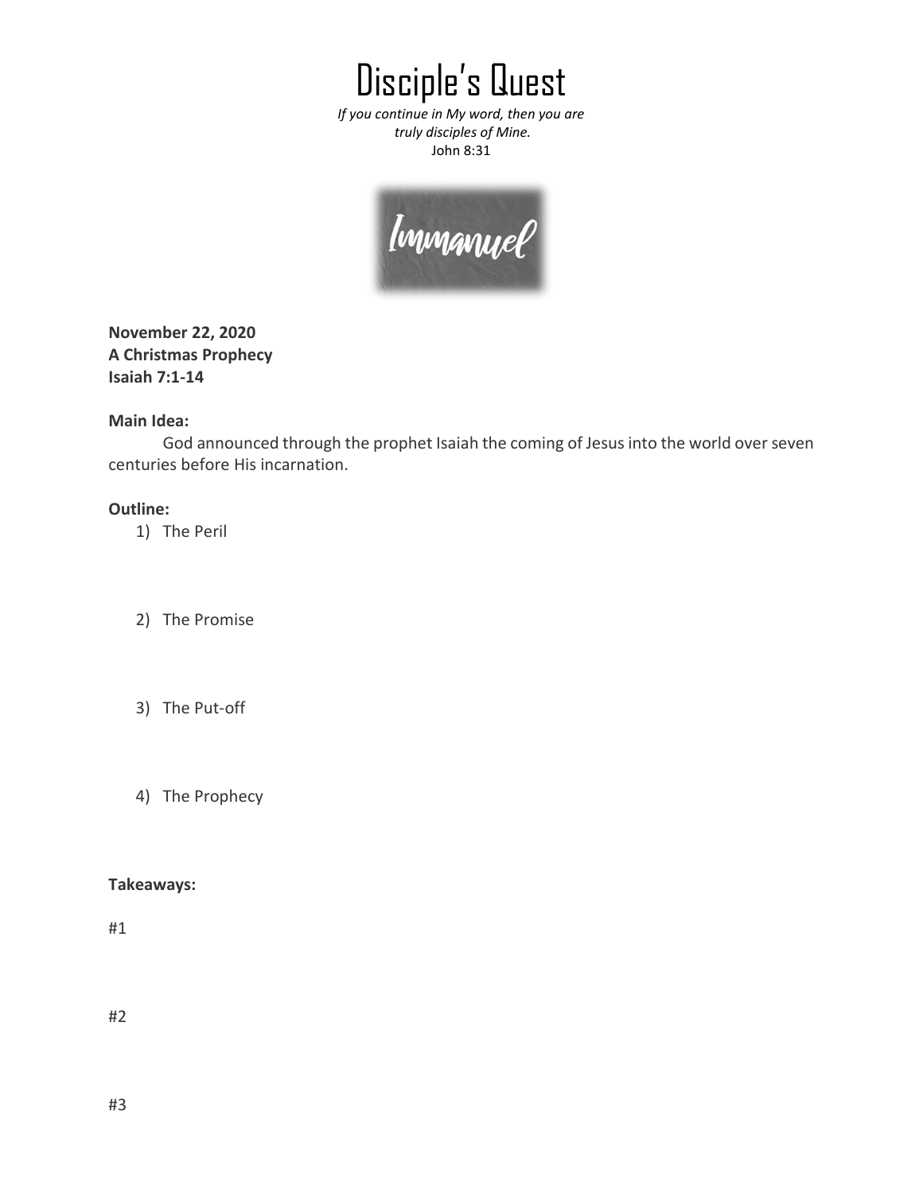# Disciple's Quest

*If you continue in My word, then you are truly disciples of Mine.*
John 8:31

Immanuel

**November 22, 2020**
**A Christmas Prophecy**
**Isaiah 7:1-14**

**Main Idea:**

God announced through the prophet Isaiah the coming of Jesus into the world over seven centuries before His incarnation.

**Outline:**

1) The Peril

2) The Promise

3) The Put-off

4) The Prophecy

**Takeaways:**

#1

#2

#3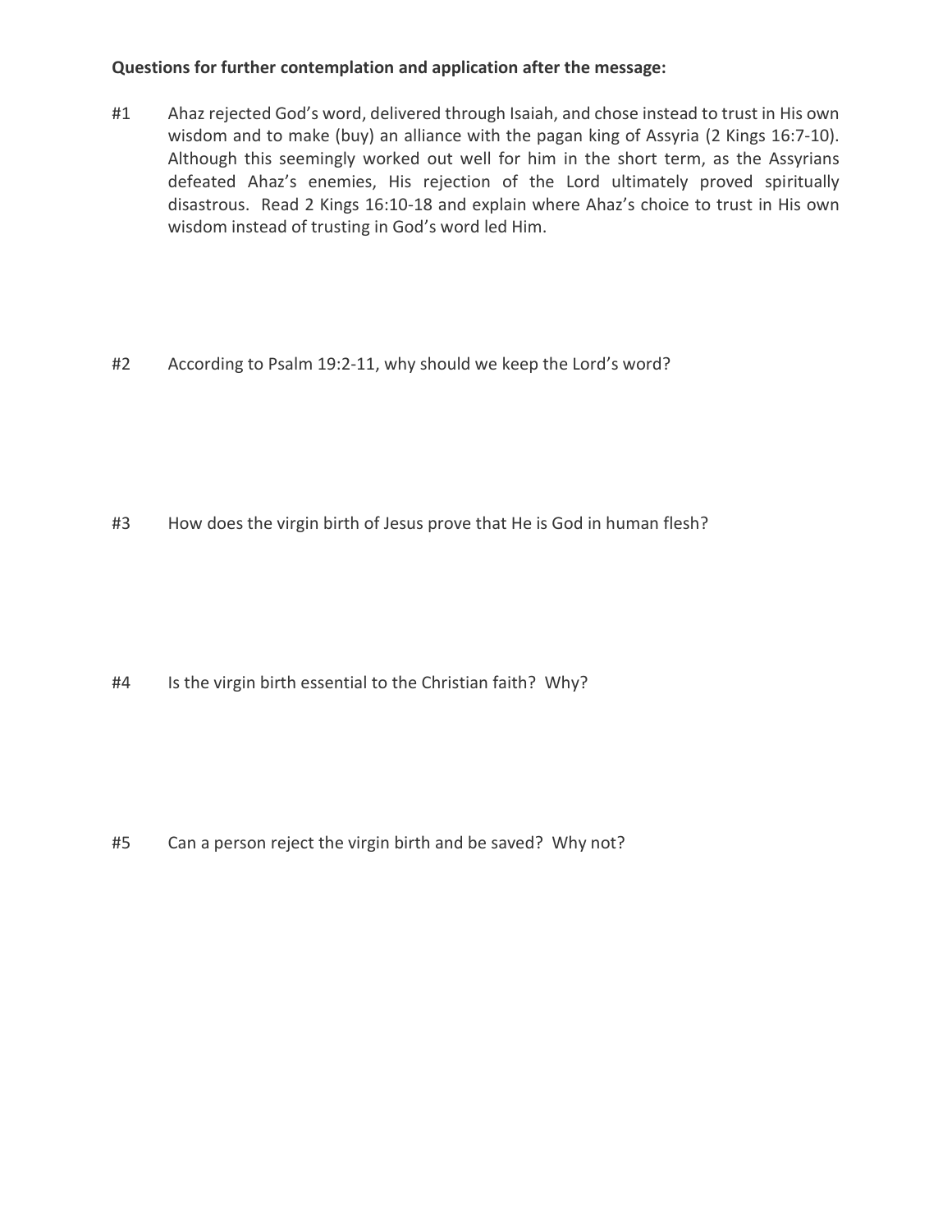**Questions for further contemplation and application after the message:**

#1 Ahaz rejected God's word, delivered through Isaiah, and chose instead to trust in His own wisdom and to make (buy) an alliance with the pagan king of Assyria (2 Kings 16:7-10). Although this seemingly worked out well for him in the short term, as the Assyrians defeated Ahaz's enemies, His rejection of the Lord ultimately proved spiritually disastrous. Read 2 Kings 16:10-18 and explain where Ahaz's choice to trust in His own wisdom instead of trusting in God's word led Him.

#2 According to Psalm 19:2-11, why should we keep the Lord's word?

#3 How does the virgin birth of Jesus prove that He is God in human flesh?

#4 Is the virgin birth essential to the Christian faith? Why?

#5 Can a person reject the virgin birth and be saved? Why not?